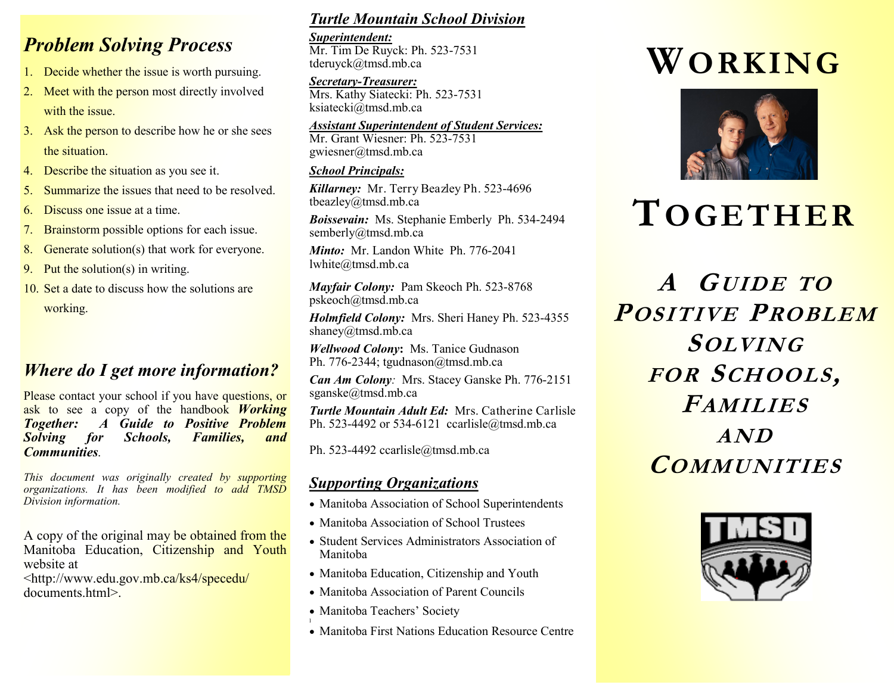## Problem Solving Process

1. Decide whether the issue is worth pursuing.
2. Meet with the person most directly involved with the issue.
3. Ask the person to describe how he or she sees the situation.
4. Describe the situation as you see it.
5. Summarize the issues that need to be resolved.
6. Discuss one issue at a time.
7. Brainstorm possible options for each issue.
8. Generate solution(s) that work for everyone.
9. Put the solution(s) in writing.
10. Set a date to discuss how the solutions are working.

## Where do I get more information?

Please contact your school if you have questions, or ask to see a copy of the handbook ***Working Together: A Guide to Positive Problem Solving for Schools, Families, and Communities***.

*This document was originally created by supporting organizations. It has been modified to add TMSD Division information.*

A copy of the original may be obtained from the Manitoba Education, Citizenship and Youth website at <http://www.edu.gov.mb.ca/ks4/specedu/documents.html>.

## Turtle Mountain School Division

***Superintendent:***
Mr. Tim De Ruyck: Ph. 523-7531
tderuyck@tmsd.mb.ca

***Secretary-Treasurer:***
Mrs. Kathy Siatecki: Ph. 523-7531
ksiatecki@tmsd.mb.ca

***Assistant Superintendent of Student Services:***
Mr. Grant Wiesner: Ph. 523-7531
gwiesner@tmsd.mb.ca

***School Principals:***

***Killarney:*** Mr. Terry Beazley Ph. 523-4696
tbeazley@tmsd.mb.ca

***Boissevain:*** Ms. Stephanie Emberly Ph. 534-2494
semberly@tmsd.mb.ca

***Minto:*** Mr. Landon White Ph. 776-2041
lwhite@tmsd.mb.ca

***Mayfair Colony:*** Pam Skeoch Ph. 523-8768
pskeoch@tmsd.mb.ca

***Holmfield Colony:*** Mrs. Sheri Haney Ph. 523-4355
shaney@tmsd.mb.ca

***Wellwood Colony*:** Ms. Tanice Gudnason
Ph. 776-2344; tgudnason@tmsd.mb.ca

***Can Am Colony**:* Mrs. Stacey Ganske Ph. 776-2151
sganske@tmsd.mb.ca

***Turtle Mountain Adult Ed:*** Mrs. Catherine Carlisle
Ph. 523-4492 or 534-6121 ccarlisle@tmsd.mb.ca

Ph. 523-4492 ccarlisle@tmsd.mb.ca

## Supporting Organizations

- Manitoba Association of School Superintendents
- Manitoba Association of School Trustees
- Student Services Administrators Association of Manitoba
- Manitoba Education, Citizenship and Youth
- Manitoba Association of Parent Councils
- Manitoba Teachers' Society
- Manitoba First Nations Education Resource Centre

# Working Together

## *A Guide to Positive Problem Solving for Schools, Families and Communities*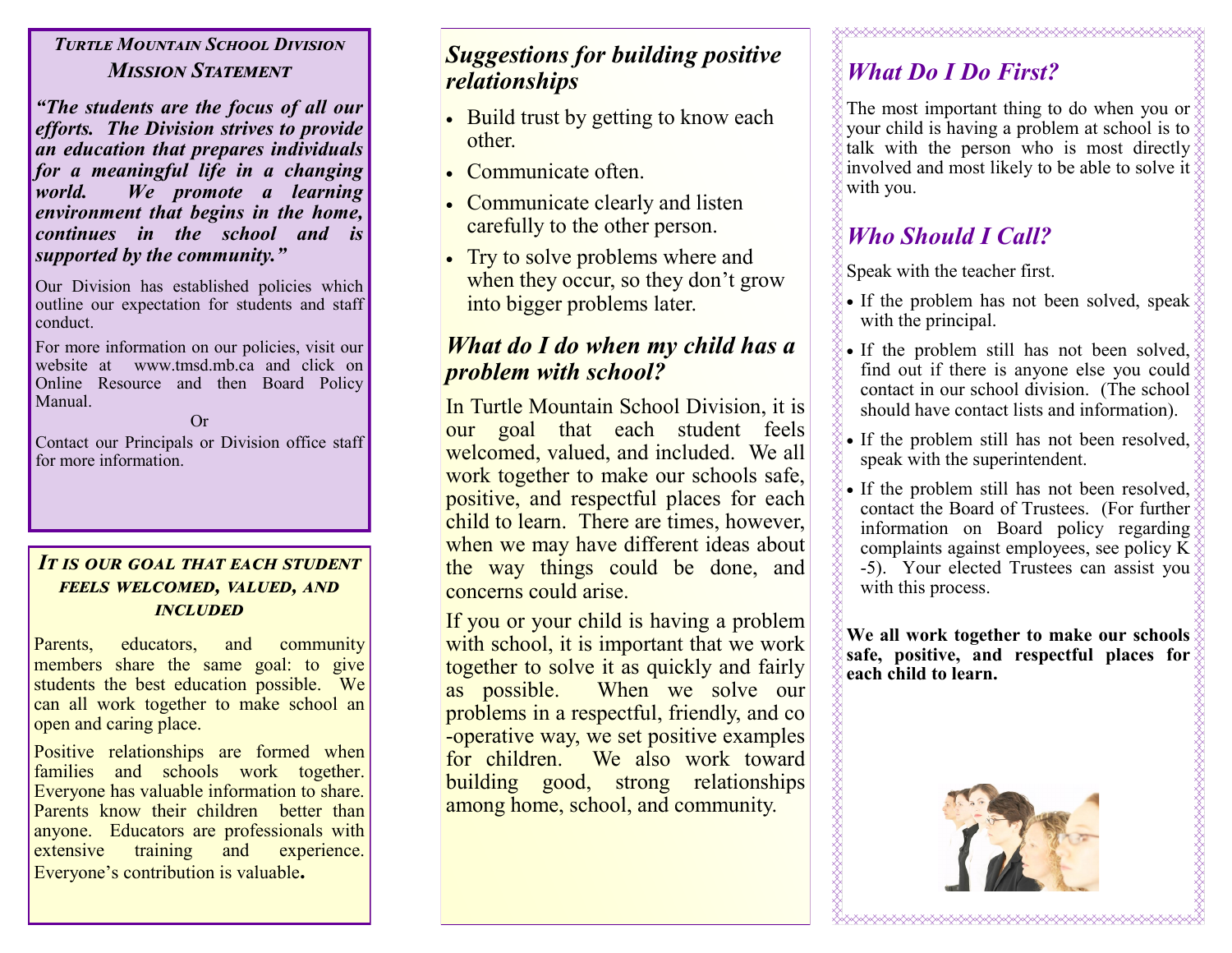### *Turtle Mountain School Division Mission Statement*

***"The students are the focus of all our efforts. The Division strives to provide an education that prepares individuals for a meaningful life in a changing world. We promote a learning environment that begins in the home, continues in the school and is supported by the community."***

Our Division has established policies which outline our expectation for students and staff conduct.

For more information on our policies, visit our website at www.tmsd.mb.ca and click on Online Resource and then Board Policy Manual.

Or

Contact our Principals or Division office staff for more information.

### *It is our goal that each student feels welcomed, valued, and included*

Parents, educators, and community members share the same goal: to give students the best education possible. We can all work together to make school an open and caring place.

Positive relationships are formed when families and schools work together. Everyone has valuable information to share. Parents know their children better than anyone. Educators are professionals with extensive training and experience. Everyone's contribution is valuable.

## *Suggestions for building positive relationships*

- Build trust by getting to know each other.
- Communicate often.
- Communicate clearly and listen carefully to the other person.
- Try to solve problems where and when they occur, so they don't grow into bigger problems later.

## *What do I do when my child has a problem with school?*

In Turtle Mountain School Division, it is our goal that each student feels welcomed, valued, and included. We all work together to make our schools safe, positive, and respectful places for each child to learn. There are times, however, when we may have different ideas about the way things could be done, and concerns could arise.

If you or your child is having a problem with school, it is important that we work together to solve it as quickly and fairly as possible. When we solve our problems in a respectful, friendly, and co-operative way, we set positive examples for children. We also work toward building good, strong relationships among home, school, and community.

## *What Do I Do First?*

The most important thing to do when you or your child is having a problem at school is to talk with the person who is most directly involved and most likely to be able to solve it with you.

## *Who Should I Call?*

Speak with the teacher first.

- If the problem has not been solved, speak with the principal.
- If the problem still has not been solved, find out if there is anyone else you could contact in our school division. (The school should have contact lists and information).
- If the problem still has not been resolved, speak with the superintendent.
- If the problem still has not been resolved, contact the Board of Trustees. (For further information on Board policy regarding complaints against employees, see policy K-5). Your elected Trustees can assist you with this process.

**We all work together to make our schools safe, positive, and respectful places for each child to learn.**